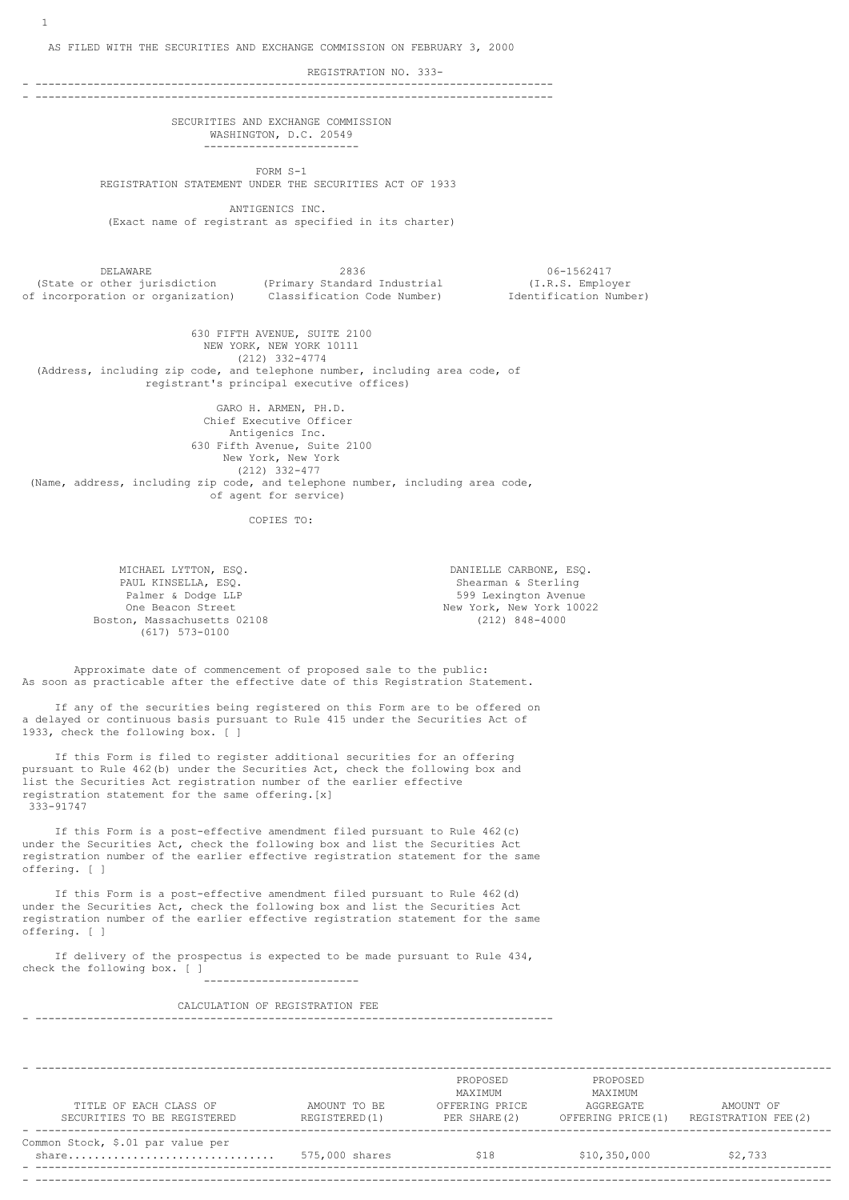AS FILED WITH THE SECURITIES AND EXCHANGE COMMISSION ON FEBRUARY 3, 2000

REGISTRATION NO. 333-

---

SECURITIES AND EXCHANGE COMMISSION
WASHINGTON, D.C. 20549

---

FORM S-1
REGISTRATION STATEMENT UNDER THE SECURITIES ACT OF 1933

ANTIGENICS INC.
(Exact name of registrant as specified in its charter)

| DELAWARE | 2836 | 06-1562417 |
|---|---|---|
| (State or other jurisdiction of incorporation or organization) | (Primary Standard Industrial Classification Code Number) | (I.R.S. Employer Identification Number) |

630 FIFTH AVENUE, SUITE 2100
NEW YORK, NEW YORK 10111
(212) 332-4774
(Address, including zip code, and telephone number, including area code, of registrant's principal executive offices)

GARO H. ARMEN, PH.D.
Chief Executive Officer
Antigenics Inc.
630 Fifth Avenue, Suite 2100
New York, New York
(212) 332-477
(Name, address, including zip code, and telephone number, including area code, of agent for service)

COPIES TO:

MICHAEL LYTTON, ESQ.
PAUL KINSELLA, ESQ.
Palmer & Dodge LLP
One Beacon Street
Boston, Massachusetts 02108
(617) 573-0100

DANIELLE CARBONE, ESQ.
Shearman & Sterling
599 Lexington Avenue
New York, New York 10022
(212) 848-4000

Approximate date of commencement of proposed sale to the public: As soon as practicable after the effective date of this Registration Statement.

If any of the securities being registered on this Form are to be offered on a delayed or continuous basis pursuant to Rule 415 under the Securities Act of 1933, check the following box. [ ]

If this Form is filed to register additional securities for an offering pursuant to Rule 462(b) under the Securities Act, check the following box and list the Securities Act registration number of the earlier effective registration statement for the same offering.[x] 333-91747

If this Form is a post-effective amendment filed pursuant to Rule 462(c) under the Securities Act, check the following box and list the Securities Act registration number of the earlier effective registration statement for the same offering. [ ]

If this Form is a post-effective amendment filed pursuant to Rule 462(d) under the Securities Act, check the following box and list the Securities Act registration number of the earlier effective registration statement for the same offering. [ ]

If delivery of the prospectus is expected to be made pursuant to Rule 434, check the following box. [ ]

---

CALCULATION OF REGISTRATION FEE

| TITLE OF EACH CLASS OF SECURITIES TO BE REGISTERED | AMOUNT TO BE REGISTERED(1) | PROPOSED MAXIMUM OFFERING PRICE PER SHARE(2) | PROPOSED MAXIMUM AGGREGATE OFFERING PRICE(1) | AMOUNT OF REGISTRATION FEE(2) |
|---|---|---|---|---|
| Common Stock, $.01 par value per share................................ | 575,000 shares | $18 | $10,350,000 | $2,733 |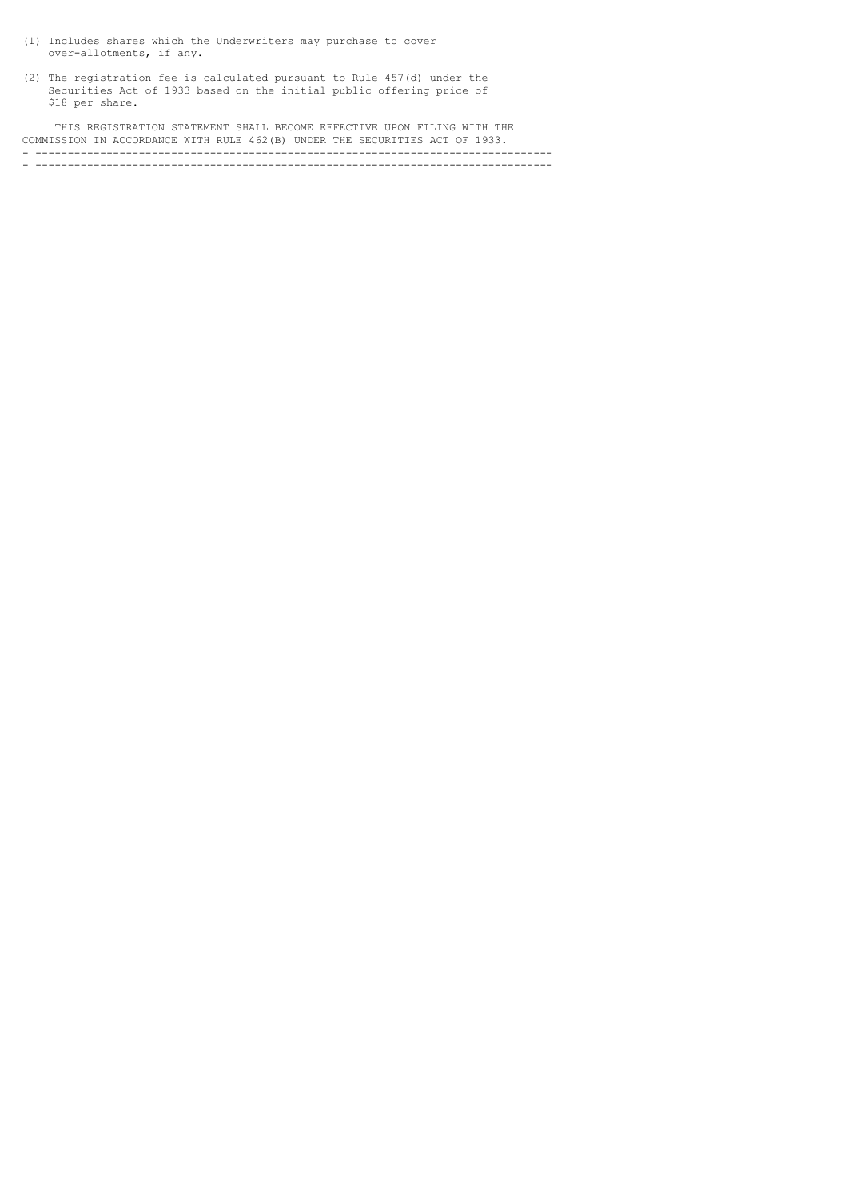(1) Includes shares which the Underwriters may purchase to cover over-allotments, if any.

(2) The registration fee is calculated pursuant to Rule 457(d) under the Securities Act of 1933 based on the initial public offering price of $18 per share.

THIS REGISTRATION STATEMENT SHALL BECOME EFFECTIVE UPON FILING WITH THE COMMISSION IN ACCORDANCE WITH RULE 462(B) UNDER THE SECURITIES ACT OF 1933.

---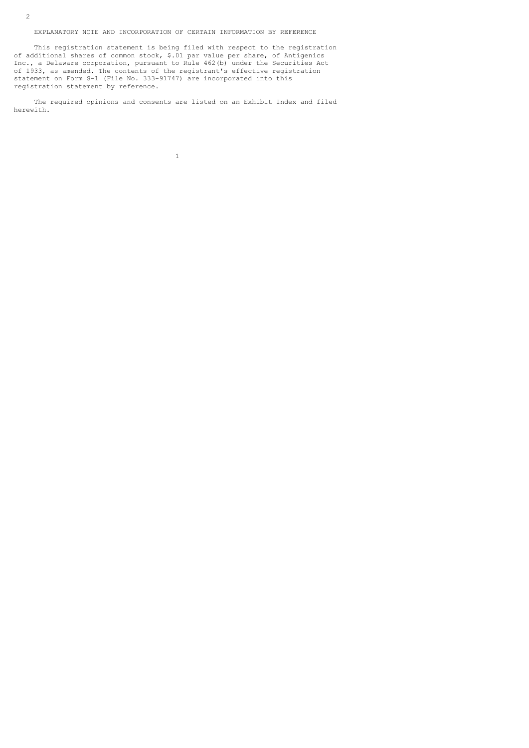## EXPLANATORY NOTE AND INCORPORATION OF CERTAIN INFORMATION BY REFERENCE

This registration statement is being filed with respect to the registration of additional shares of common stock, $.01 par value per share, of Antigenics Inc., a Delaware corporation, pursuant to Rule 462(b) under the Securities Act of 1933, as amended. The contents of the registrant's effective registration statement on Form S-1 (File No. 333-91747) are incorporated into this registration statement by reference.

The required opinions and consents are listed on an Exhibit Index and filed herewith.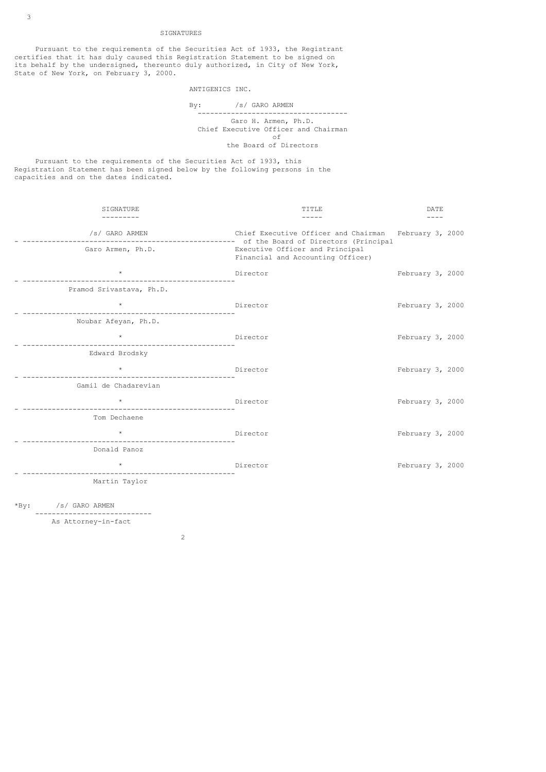# SIGNATURES

Pursuant to the requirements of the Securities Act of 1933, the Registrant certifies that it has duly caused this Registration Statement to be signed on its behalf by the undersigned, thereunto duly authorized, in City of New York, State of New York, on February 3, 2000.

ANTIGENICS INC.

By: /s/ GARO ARMEN

Garo H. Armen, Ph.D.
Chief Executive Officer and Chairman of the Board of Directors

Pursuant to the requirements of the Securities Act of 1933, this Registration Statement has been signed below by the following persons in the capacities and on the dates indicated.

| SIGNATURE | TITLE | DATE |
|---|---|---|
| /s/ GARO ARMEN<br>Garo Armen, Ph.D. | Chief Executive Officer and Chairman of the Board of Directors (Principal Executive Officer and Principal Financial and Accounting Officer) | February 3, 2000 |
| *<br>Pramod Srivastava, Ph.D. | Director | February 3, 2000 |
| *<br>Noubar Afeyan, Ph.D. | Director | February 3, 2000 |
| *<br>Edward Brodsky | Director | February 3, 2000 |
| *<br>Gamil de Chadarevian | Director | February 3, 2000 |
| *<br>Tom Dechaene | Director | February 3, 2000 |
| *<br>Donald Panoz | Director | February 3, 2000 |
| *<br>Martin Taylor | Director | February 3, 2000 |

*By: /s/ GARO ARMEN

As Attorney-in-fact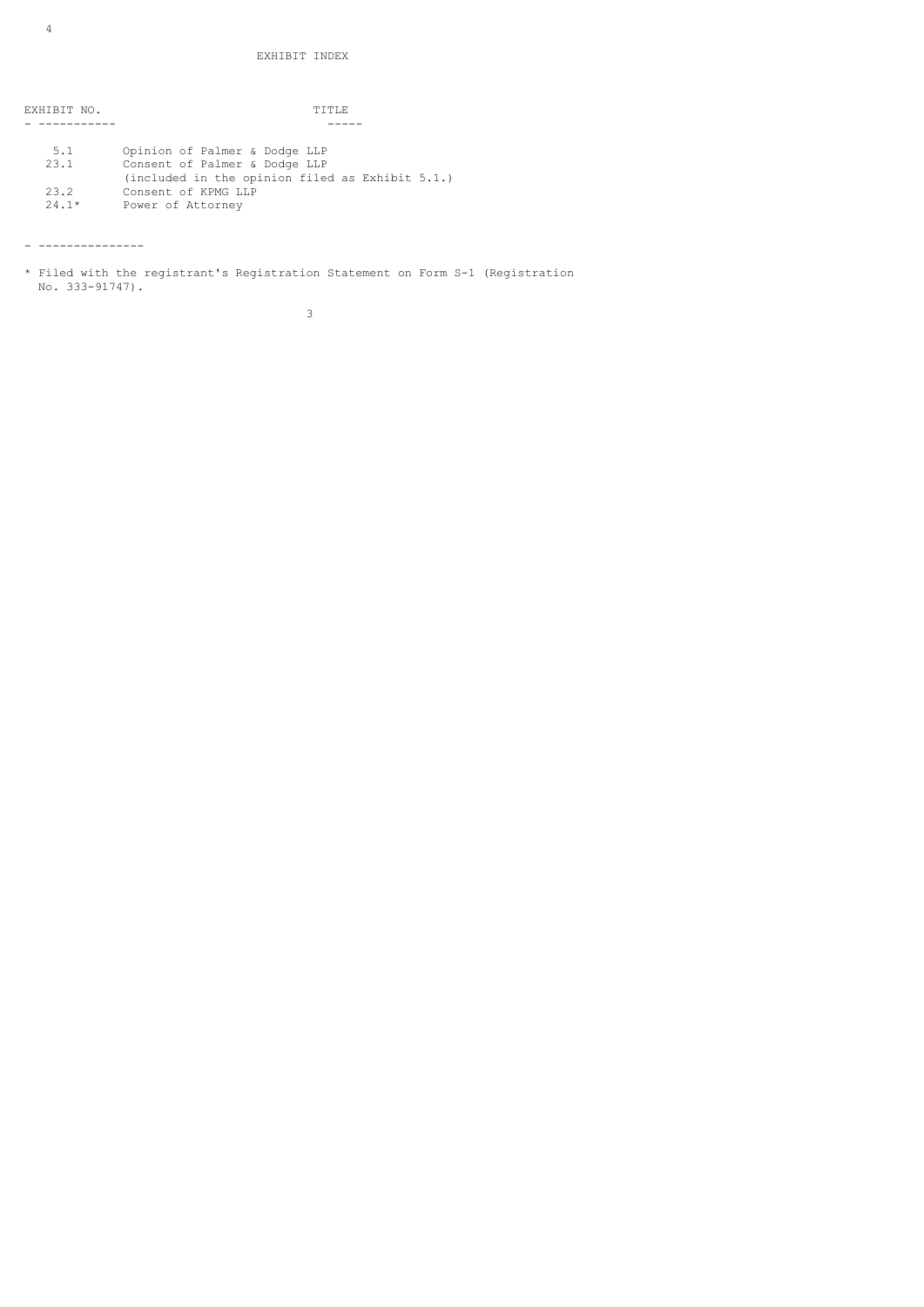# EXHIBIT INDEX

| EXHIBIT NO. | TITLE |
| --- | --- |
| 5.1 | Opinion of Palmer & Dodge LLP |
| 23.1 | Consent of Palmer & Dodge LLP (included in the opinion filed as Exhibit 5.1.) |
| 23.2 | Consent of KPMG LLP |
| 24.1* | Power of Attorney |

---------------

* Filed with the registrant's Registration Statement on Form S-1 (Registration No. 333-91747).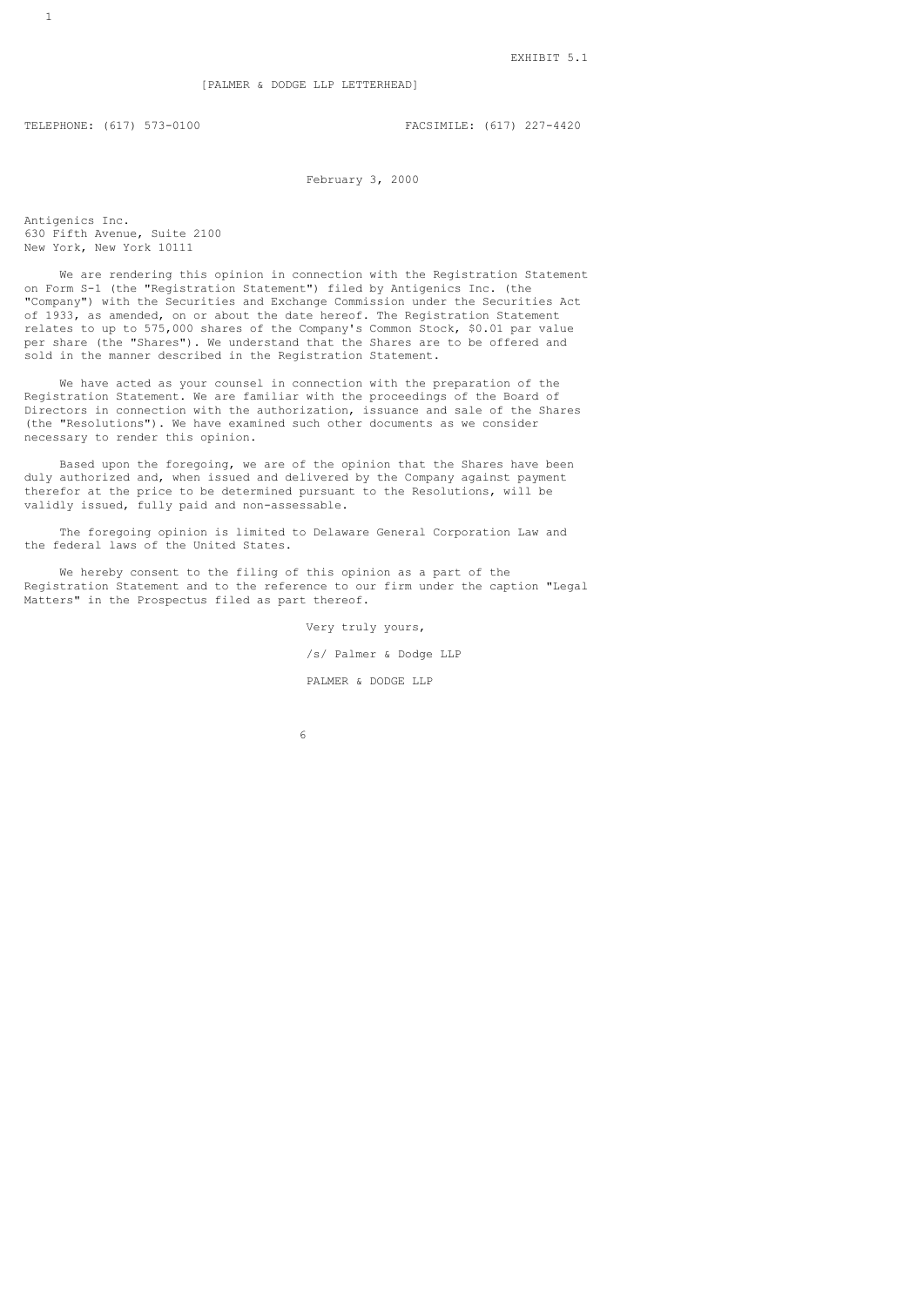EXHIBIT 5.1

[PALMER & DODGE LLP LETTERHEAD]

TELEPHONE: (617) 573-0100 FACSIMILE: (617) 227-4420

February 3, 2000

Antigenics Inc.
630 Fifth Avenue, Suite 2100
New York, New York 10111

We are rendering this opinion in connection with the Registration Statement on Form S-1 (the "Registration Statement") filed by Antigenics Inc. (the "Company") with the Securities and Exchange Commission under the Securities Act of 1933, as amended, on or about the date hereof. The Registration Statement relates to up to 575,000 shares of the Company's Common Stock, $0.01 par value per share (the "Shares"). We understand that the Shares are to be offered and sold in the manner described in the Registration Statement.

We have acted as your counsel in connection with the preparation of the Registration Statement. We are familiar with the proceedings of the Board of Directors in connection with the authorization, issuance and sale of the Shares (the "Resolutions"). We have examined such other documents as we consider necessary to render this opinion.

Based upon the foregoing, we are of the opinion that the Shares have been duly authorized and, when issued and delivered by the Company against payment therefor at the price to be determined pursuant to the Resolutions, will be validly issued, fully paid and non-assessable.

The foregoing opinion is limited to Delaware General Corporation Law and the federal laws of the United States.

We hereby consent to the filing of this opinion as a part of the Registration Statement and to the reference to our firm under the caption "Legal Matters" in the Prospectus filed as part thereof.

Very truly yours,

/s/ Palmer & Dodge LLP

PALMER & DODGE LLP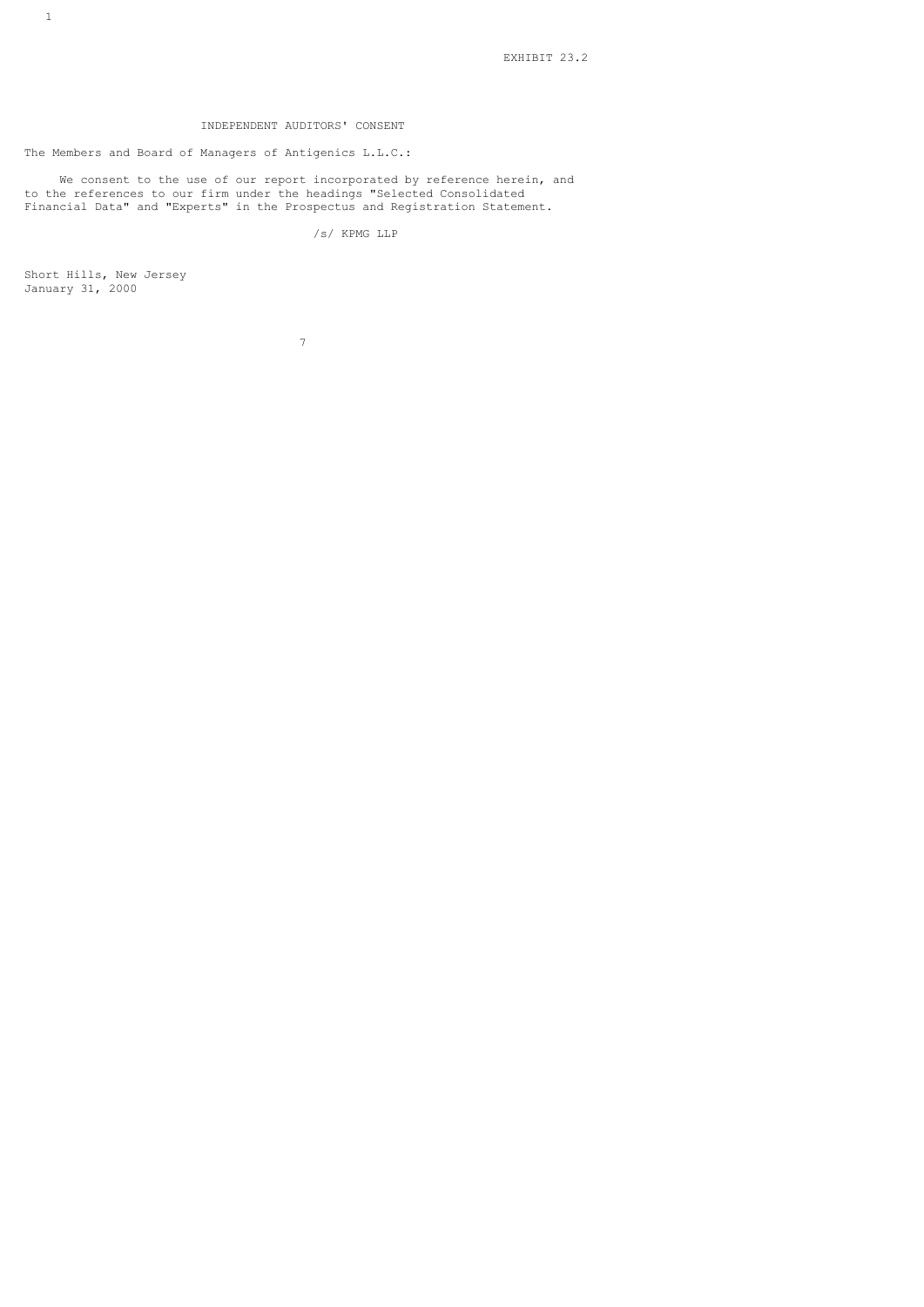EXHIBIT 23.2

# INDEPENDENT AUDITORS' CONSENT

The Members and Board of Managers of Antigenics L.L.C.:

We consent to the use of our report incorporated by reference herein, and to the references to our firm under the headings "Selected Consolidated Financial Data" and "Experts" in the Prospectus and Registration Statement.

/s/ KPMG LLP

Short Hills, New Jersey
January 31, 2000